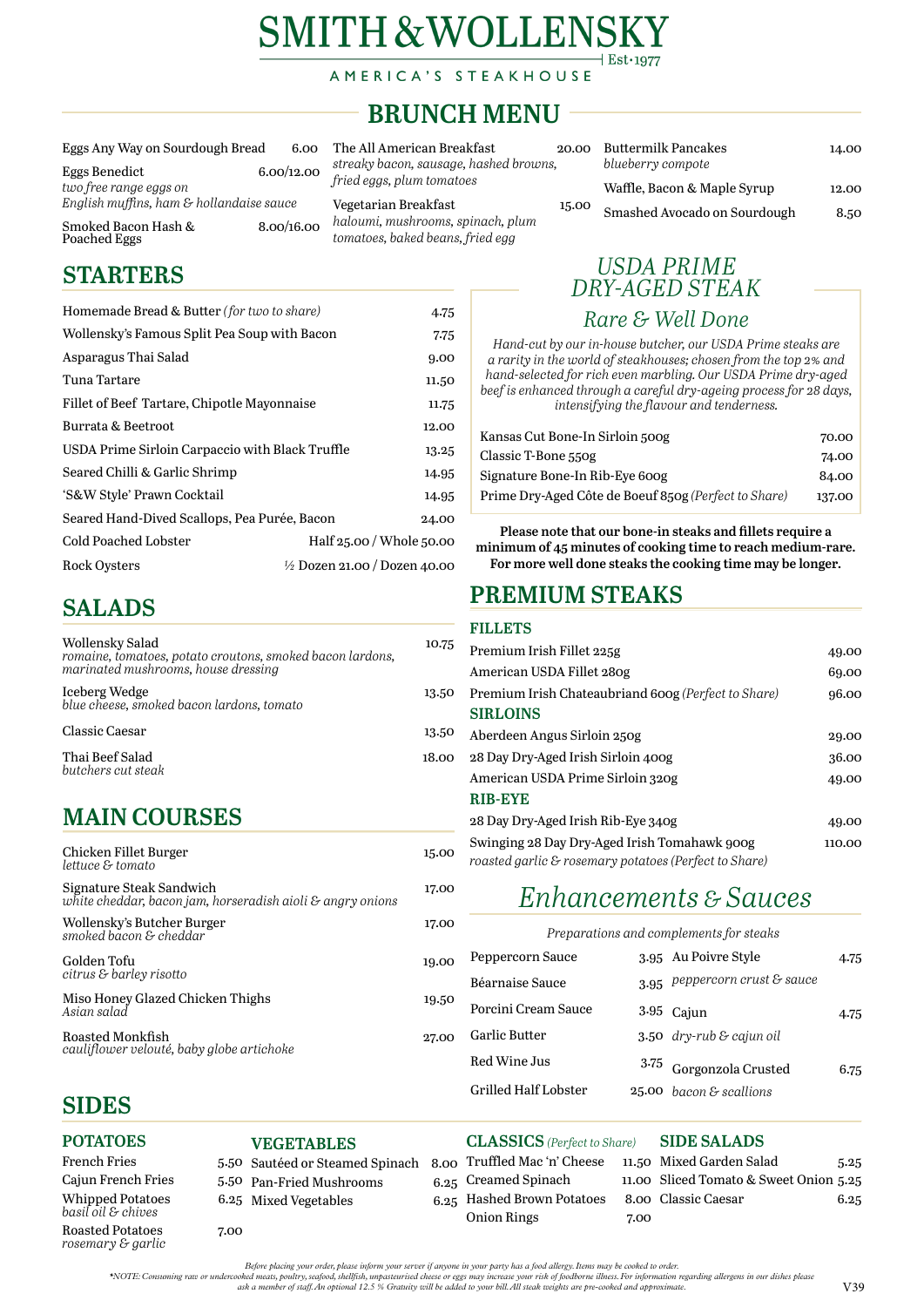# SMITH & WOLLENSKY

Est·1977

AMERICA'S STEAKHOUSE

## BRUNCH MENU

| Item | Price |
|---|---|
| Eggs Any Way on Sourdough Bread | 6.00 |
| Eggs Benedict *two free range eggs on English muffins, ham & hollandaise sauce* | 6.00/12.00 |
| Smoked Bacon Hash & Poached Eggs | 8.00/16.00 |
| The All American Breakfast *streaky bacon, sausage, hashed browns, fried eggs, plum tomatoes* | 20.00 |
| Vegetarian Breakfast *haloumi, mushrooms, spinach, plum tomatoes, baked beans, fried egg* | 15.00 |
| Buttermilk Pancakes *blueberry compote* | 14.00 |
| Waffle, Bacon & Maple Syrup | 12.00 |
| Smashed Avocado on Sourdough | 8.50 |

## STARTERS

| Item | Price |
|---|---|
| Homemade Bread & Butter *(for two to share)* | 4.75 |
| Wollensky's Famous Split Pea Soup with Bacon | 7.75 |
| Asparagus Thai Salad | 9.00 |
| Tuna Tartare | 11.50 |
| Fillet of Beef Tartare, Chipotle Mayonnaise | 11.75 |
| Burrata & Beetroot | 12.00 |
| USDA Prime Sirloin Carpaccio with Black Truffle | 13.25 |
| Seared Chilli & Garlic Shrimp | 14.95 |
| 'S&W Style' Prawn Cocktail | 14.95 |
| Seared Hand-Dived Scallops, Pea Purée, Bacon | 24.00 |
| Cold Poached Lobster | Half 25.00 / Whole 50.00 |
| Rock Oysters | ½ Dozen 21.00 / Dozen 40.00 |

## SALADS

| Item | Price |
|---|---|
| Wollensky Salad *romaine, tomatoes, potato croutons, smoked bacon lardons, marinated mushrooms, house dressing* | 10.75 |
| Iceberg Wedge *blue cheese, smoked bacon lardons, tomato* | 13.50 |
| Classic Caesar | 13.50 |
| Thai Beef Salad *butchers cut steak* | 18.00 |

## MAIN COURSES

| Item | Price |
|---|---|
| Chicken Fillet Burger *lettuce & tomato* | 15.00 |
| Signature Steak Sandwich *white cheddar, bacon jam, horseradish aioli & angry onions* | 17.00 |
| Wollensky's Butcher Burger *smoked bacon & cheddar* | 17.00 |
| Golden Tofu *citrus & barley risotto* | 19.00 |
| Miso Honey Glazed Chicken Thighs *Asian salad* | 19.50 |
| Roasted Monkfish *cauliflower velouté, baby globe artichoke* | 27.00 |

## *USDA PRIME DRY-AGED STEAK*

### *Rare & Well Done*

*Hand-cut by our in-house butcher, our USDA Prime steaks are a rarity in the world of steakhouses; chosen from the top 2% and hand-selected for rich even marbling. Our USDA Prime dry-aged beef is enhanced through a careful dry-ageing process for 28 days, intensifying the flavour and tenderness.*

| Item | Price |
|---|---|
| Kansas Cut Bone-In Sirloin 500g | 70.00 |
| Classic T-Bone 550g | 74.00 |
| Signature Bone-In Rib-Eye 600g | 84.00 |
| Prime Dry-Aged Côte de Boeuf 850g *(Perfect to Share)* | 137.00 |

**Please note that our bone-in steaks and fillets require a minimum of 45 minutes of cooking time to reach medium-rare. For more well done steaks the cooking time may be longer.**

## PREMIUM STEAKS

### FILLETS

| Item | Price |
|---|---|
| Premium Irish Fillet 225g | 49.00 |
| American USDA Fillet 280g | 69.00 |
| Premium Irish Chateaubriand 600g *(Perfect to Share)* | 96.00 |

### SIRLOINS

| Item | Price |
|---|---|
| Aberdeen Angus Sirloin 250g | 29.00 |
| 28 Day Dry-Aged Irish Sirloin 400g | 36.00 |
| American USDA Prime Sirloin 320g | 49.00 |

### RIB-EYE

| Item | Price |
|---|---|
| 28 Day Dry-Aged Irish Rib-Eye 340g | 49.00 |
| Swinging 28 Day Dry-Aged Irish Tomahawk 900g *roasted garlic & rosemary potatoes (Perfect to Share)* | 110.00 |

## *Enhancements & Sauces*

*Preparations and complements for steaks*

| Item | Price |
|---|---|
| Peppercorn Sauce | 3.95 |
| Béarnaise Sauce | 3.95 |
| Porcini Cream Sauce | 3.95 |
| Garlic Butter | 3.50 |
| Red Wine Jus | 3.75 |
| Grilled Half Lobster | 25.00 |
| Au Poivre Style *peppercorn crust & sauce* | 4.75 |
| Cajun *dry-rub & cajun oil* | 4.75 |
| Gorgonzola Crusted *bacon & scallions* | 6.75 |

## SIDES

### POTATOES

| Item | Price |
|---|---|
| French Fries | 5.50 |
| Cajun French Fries | 5.50 |
| Whipped Potatoes *basil oil & chives* | 6.25 |
| Roasted Potatoes *rosemary & garlic* | 7.00 |

### VEGETABLES

| Item | Price |
|---|---|
| Sautéed or Steamed Spinach | 8.00 |
| Pan-Fried Mushrooms | 6.25 |
| Mixed Vegetables | 6.25 |

### CLASSICS *(Perfect to Share)*

| Item | Price |
|---|---|
| Truffled Mac 'n' Cheese | 11.50 |
| Creamed Spinach | 11.00 |
| Hashed Brown Potatoes | 8.00 |
| Onion Rings | 7.00 |

### SIDE SALADS

| Item | Price |
|---|---|
| Mixed Garden Salad | 5.25 |
| Sliced Tomato & Sweet Onion | 5.25 |
| Classic Caesar | 6.25 |

*Before placing your order, please inform your server if anyone in your party has a food allergy. Items may be cooked to order.*
*\*NOTE: Consuming raw or undercooked meats, poultry, seafood, shellfish, unpasteurised cheese or eggs may increase your risk of foodborne illness. For information regarding allergens in our dishes please ask a member of staff. An optional 12.5 % Gratuity will be added to your bill. All steak weights are pre-cooked and approximate.*

V39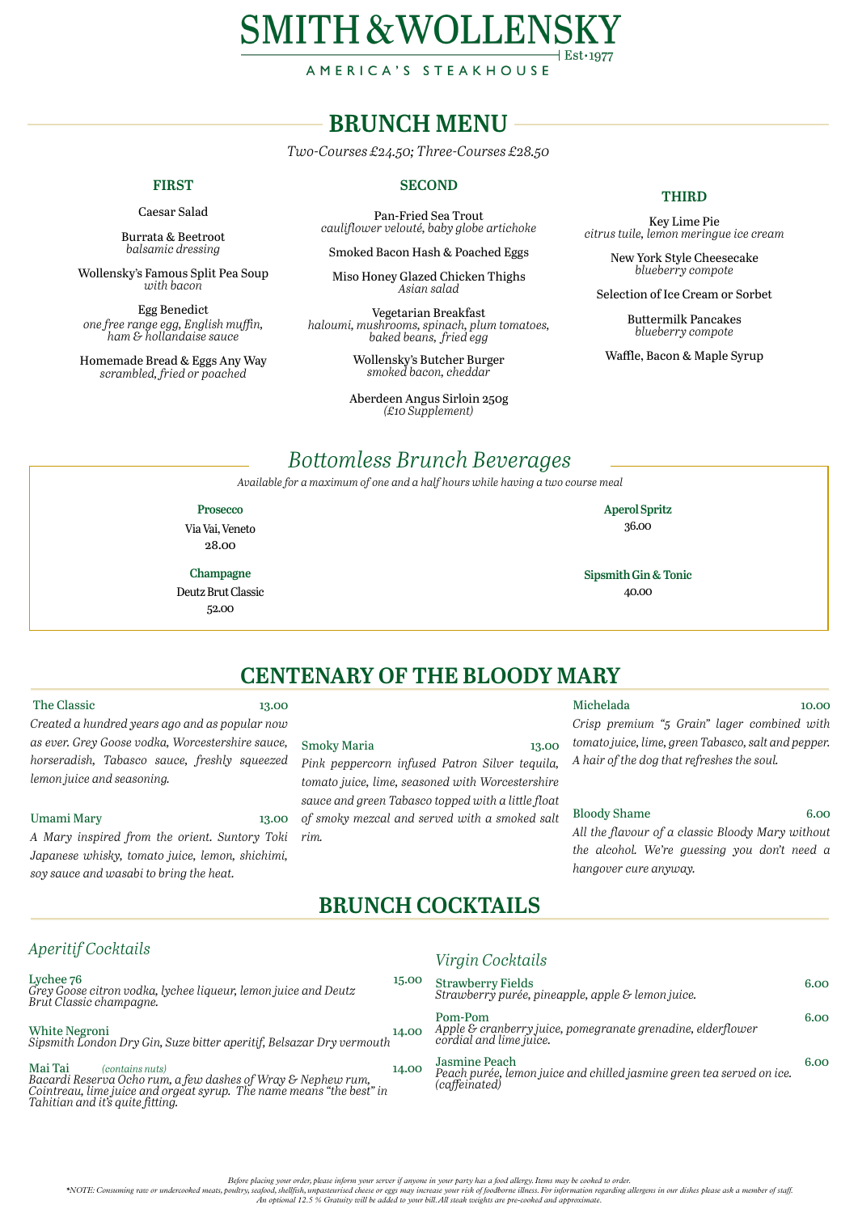# SMITH & WOLLENSKY

Est·1977

AMERICA'S STEAKHOUSE

## BRUNCH MENU

*Two-Courses £24.50; Three-Courses £28.50*

### FIRST

Caesar Salad

Burrata & Beetroot
*balsamic dressing*

Wollensky's Famous Split Pea Soup
*with bacon*

Egg Benedict
*one free range egg, English muffin, ham & hollandaise sauce*

Homemade Bread & Eggs Any Way
*scrambled, fried or poached*

### SECOND

Pan-Fried Sea Trout
*cauliflower velouté, baby globe artichoke*

Smoked Bacon Hash & Poached Eggs

Miso Honey Glazed Chicken Thighs
*Asian salad*

Vegetarian Breakfast
*haloumi, mushrooms, spinach, plum tomatoes, baked beans, fried egg*

Wollensky's Butcher Burger
*smoked bacon, cheddar*

Aberdeen Angus Sirloin 250g
*(£10 Supplement)*

### THIRD

Key Lime Pie
*citrus tuile, lemon meringue ice cream*

New York Style Cheesecake
*blueberry compote*

Selection of Ice Cream or Sorbet

Buttermilk Pancakes
*blueberry compote*

Waffle, Bacon & Maple Syrup

## *Bottomless Brunch Beverages*

*Available for a maximum of one and a half hours while having a two course meal*

**Prosecco**
Via Vai, Veneto
28.00

**Champagne**
Deutz Brut Classic
52.00

**Aperol Spritz**
36.00

**Sipsmith Gin & Tonic**
40.00

## CENTENARY OF THE BLOODY MARY

**The Classic** 13.00
*Created a hundred years ago and as popular now as ever. Grey Goose vodka, Worcestershire sauce, horseradish, Tabasco sauce, freshly squeezed lemon juice and seasoning.*

**Umami Mary** 13.00
*A Mary inspired from the orient. Suntory Toki Japanese whisky, tomato juice, lemon, shichimi, soy sauce and wasabi to bring the heat.*

**Smoky Maria** 13.00
*Pink peppercorn infused Patron Silver tequila, tomato juice, lime, seasoned with Worcestershire sauce and green Tabasco topped with a little float of smoky mezcal and served with a smoked salt rim.*

**Michelada** 10.00
*Crisp premium "5 Grain" lager combined with tomato juice, lime, green Tabasco, salt and pepper. A hair of the dog that refreshes the soul.*

**Bloody Shame** 6.00
*All the flavour of a classic Bloody Mary without the alcohol. We're guessing you don't need a hangover cure anyway.*

## BRUNCH COCKTAILS

### *Aperitif Cocktails*

**Lychee 76** 15.00
*Grey Goose citron vodka, lychee liqueur, lemon juice and Deutz Brut Classic champagne.*

**White Negroni** 14.00
*Sipsmith London Dry Gin, Suze bitter aperitif, Belsazar Dry vermouth*

**Mai Tai** *(contains nuts)* 14.00
*Bacardi Reserva Ocho rum, a few dashes of Wray & Nephew rum, Cointreau, lime juice and orgeat syrup. The name means "the best" in Tahitian and it's quite fitting.*

### *Virgin Cocktails*

**Strawberry Fields** 6.00
*Strawberry purée, pineapple, apple & lemon juice.*

**Pom-Pom** 6.00
*Apple & cranberry juice, pomegranate grenadine, elderflower cordial and lime juice.*

**Jasmine Peach** 6.00
*Peach purée, lemon juice and chilled jasmine green tea served on ice. (caffeinated)*

*Before placing your order, please inform your server if anyone in your party has a food allergy. Items may be cooked to order.*
**NOTE: Consuming raw or undercooked meats, poultry, seafood, shellfish, unpasteurised cheese or eggs may increase your risk of foodborne illness. For information regarding allergens in our dishes please ask a member of staff.*
*An optional 12.5 % Gratuity will be added to your bill. All steak weights are pre-cooked and approximate.*